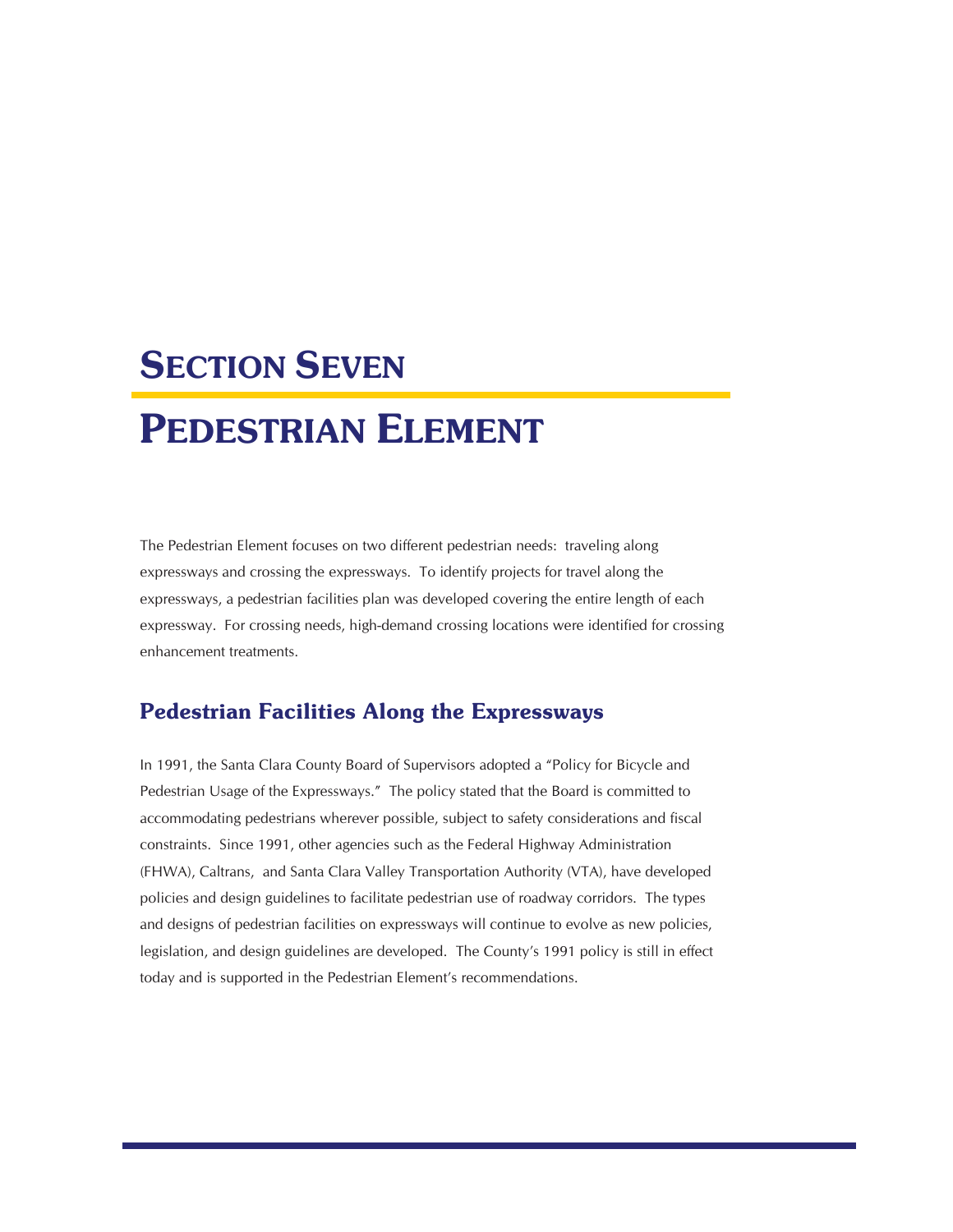# SECTION SEVEN

# PEDESTRIAN ELEMENT

The Pedestrian Element focuses on two different pedestrian needs: traveling along expressways and crossing the expressways. To identify projects for travel along the expressways, a pedestrian facilities plan was developed covering the entire length of each expressway. For crossing needs, high-demand crossing locations were identified for crossing enhancement treatments.

## Pedestrian Facilities Along the Expressways

In 1991, the Santa Clara County Board of Supervisors adopted a "Policy for Bicycle and Pedestrian Usage of the Expressways." The policy stated that the Board is committed to accommodating pedestrians wherever possible, subject to safety considerations and fiscal constraints. Since 1991, other agencies such as the Federal Highway Administration (FHWA), Caltrans, and Santa Clara Valley Transportation Authority (VTA), have developed policies and design guidelines to facilitate pedestrian use of roadway corridors. The types and designs of pedestrian facilities on expressways will continue to evolve as new policies, legislation, and design guidelines are developed. The County's 1991 policy is still in effect today and is supported in the Pedestrian Element's recommendations.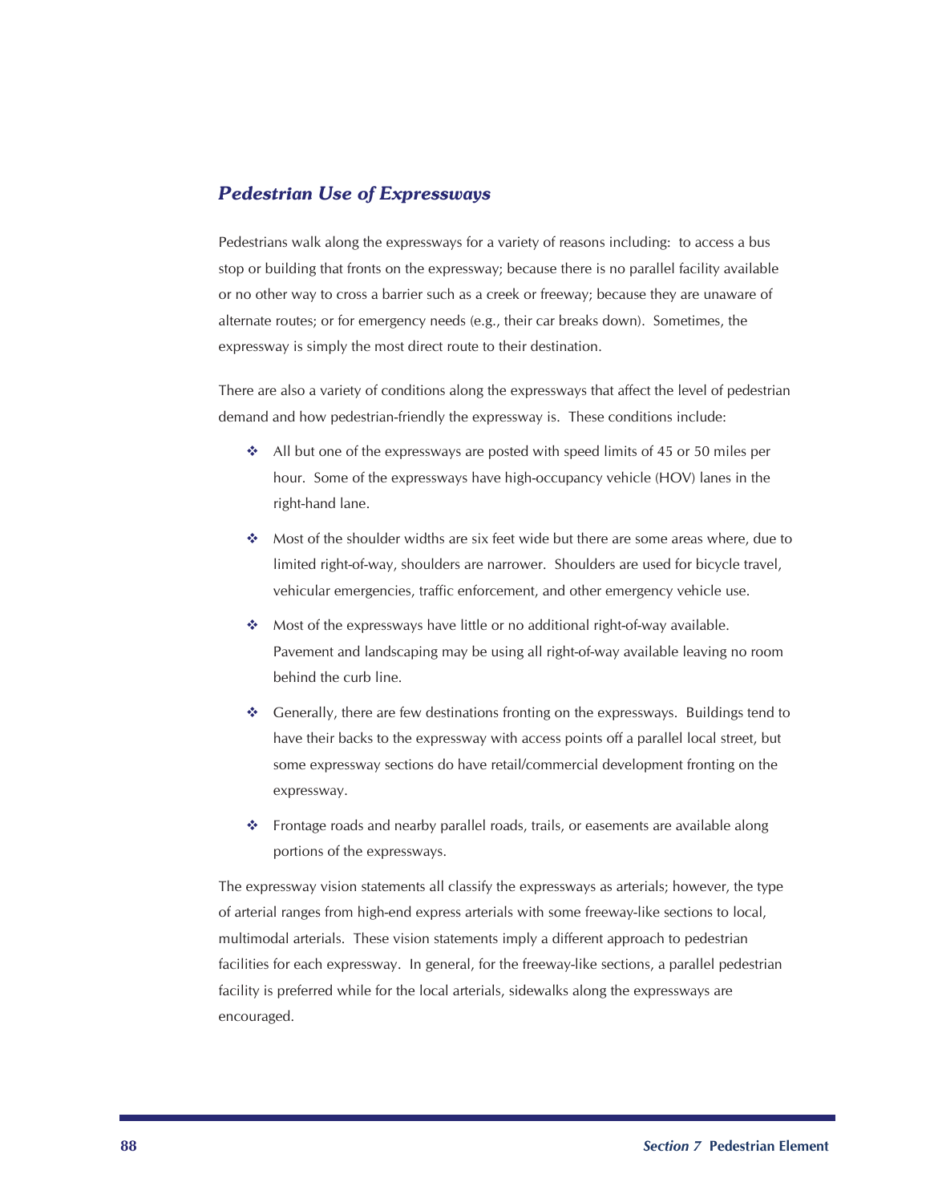## *Pedestrian Use of Expressways*

Pedestrians walk along the expressways for a variety of reasons including: to access a bus stop or building that fronts on the expressway; because there is no parallel facility available or no other way to cross a barrier such as a creek or freeway; because they are unaware of alternate routes; or for emergency needs (e.g., their car breaks down). Sometimes, the expressway is simply the most direct route to their destination.

There are also a variety of conditions along the expressways that affect the level of pedestrian demand and how pedestrian-friendly the expressway is. These conditions include:

- All but one of the expressways are posted with speed limits of 45 or 50 miles per hour. Some of the expressways have high-occupancy vehicle (HOV) lanes in the right-hand lane.
- Most of the shoulder widths are six feet wide but there are some areas where, due to limited right-of-way, shoulders are narrower. Shoulders are used for bicycle travel, vehicular emergencies, traffic enforcement, and other emergency vehicle use.
- Most of the expressways have little or no additional right-of-way available. Pavement and landscaping may be using all right-of-way available leaving no room behind the curb line.
- Generally, there are few destinations fronting on the expressways. Buildings tend to have their backs to the expressway with access points off a parallel local street, but some expressway sections do have retail/commercial development fronting on the expressway.
- Frontage roads and nearby parallel roads, trails, or easements are available along portions of the expressways.

The expressway vision statements all classify the expressways as arterials; however, the type of arterial ranges from high-end express arterials with some freeway-like sections to local, multimodal arterials. These vision statements imply a different approach to pedestrian facilities for each expressway. In general, for the freeway-like sections, a parallel pedestrian facility is preferred while for the local arterials, sidewalks along the expressways are encouraged.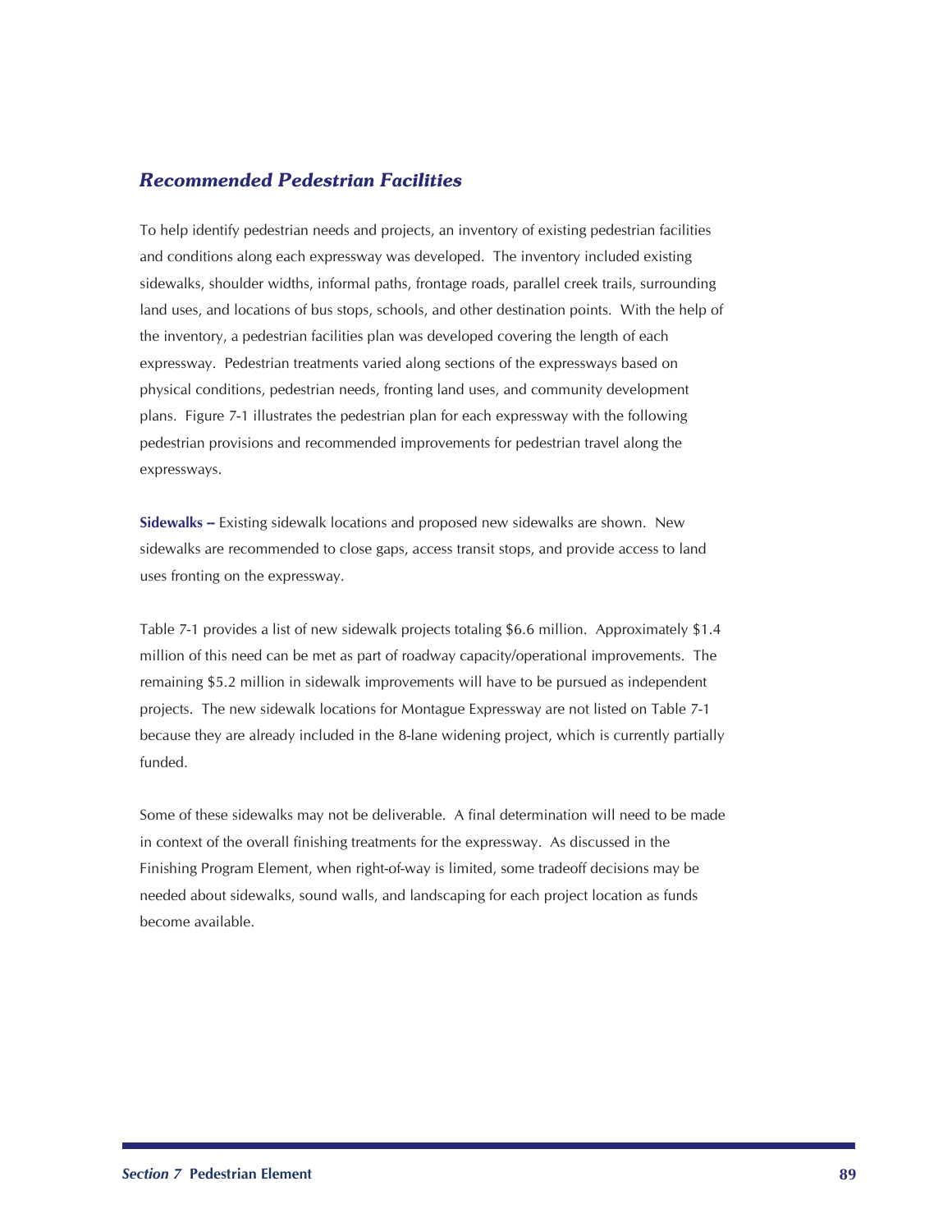## *Recommended Pedestrian Facilities*

To help identify pedestrian needs and projects, an inventory of existing pedestrian facilities and conditions along each expressway was developed. The inventory included existing sidewalks, shoulder widths, informal paths, frontage roads, parallel creek trails, surrounding land uses, and locations of bus stops, schools, and other destination points. With the help of the inventory, a pedestrian facilities plan was developed covering the length of each expressway. Pedestrian treatments varied along sections of the expressways based on physical conditions, pedestrian needs, fronting land uses, and community development plans. Figure 7-1 illustrates the pedestrian plan for each expressway with the following pedestrian provisions and recommended improvements for pedestrian travel along the expressways.

**Sidewalks –** Existing sidewalk locations and proposed new sidewalks are shown. New sidewalks are recommended to close gaps, access transit stops, and provide access to land uses fronting on the expressway.

Table 7-1 provides a list of new sidewalk projects totaling $6.6 million. Approximately $1.4 million of this need can be met as part of roadway capacity/operational improvements. The remaining $5.2 million in sidewalk improvements will have to be pursued as independent projects. The new sidewalk locations for Montague Expressway are not listed on Table 7-1 because they are already included in the 8-lane widening project, which is currently partially funded.

Some of these sidewalks may not be deliverable. A final determination will need to be made in context of the overall finishing treatments for the expressway. As discussed in the Finishing Program Element, when right-of-way is limited, some tradeoff decisions may be needed about sidewalks, sound walls, and landscaping for each project location as funds become available.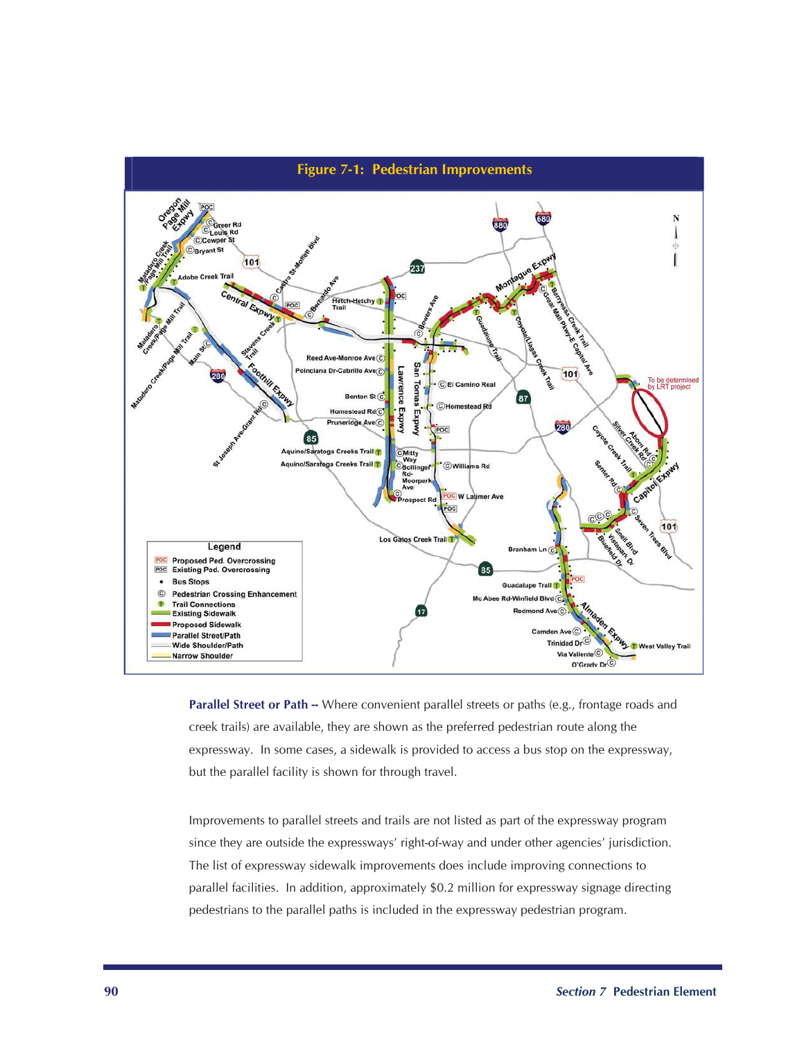**Figure 7-1: Pedestrian Improvements**

**Parallel Street or Path --** Where convenient parallel streets or paths (e.g., frontage roads and creek trails) are available, they are shown as the preferred pedestrian route along the expressway. In some cases, a sidewalk is provided to access a bus stop on the expressway, but the parallel facility is shown for through travel.

Improvements to parallel streets and trails are not listed as part of the expressway program since they are outside the expressways' right-of-way and under other agencies' jurisdiction. The list of expressway sidewalk improvements does include improving connections to parallel facilities. In addition, approximately $0.2 million for expressway signage directing pedestrians to the parallel paths is included in the expressway pedestrian program.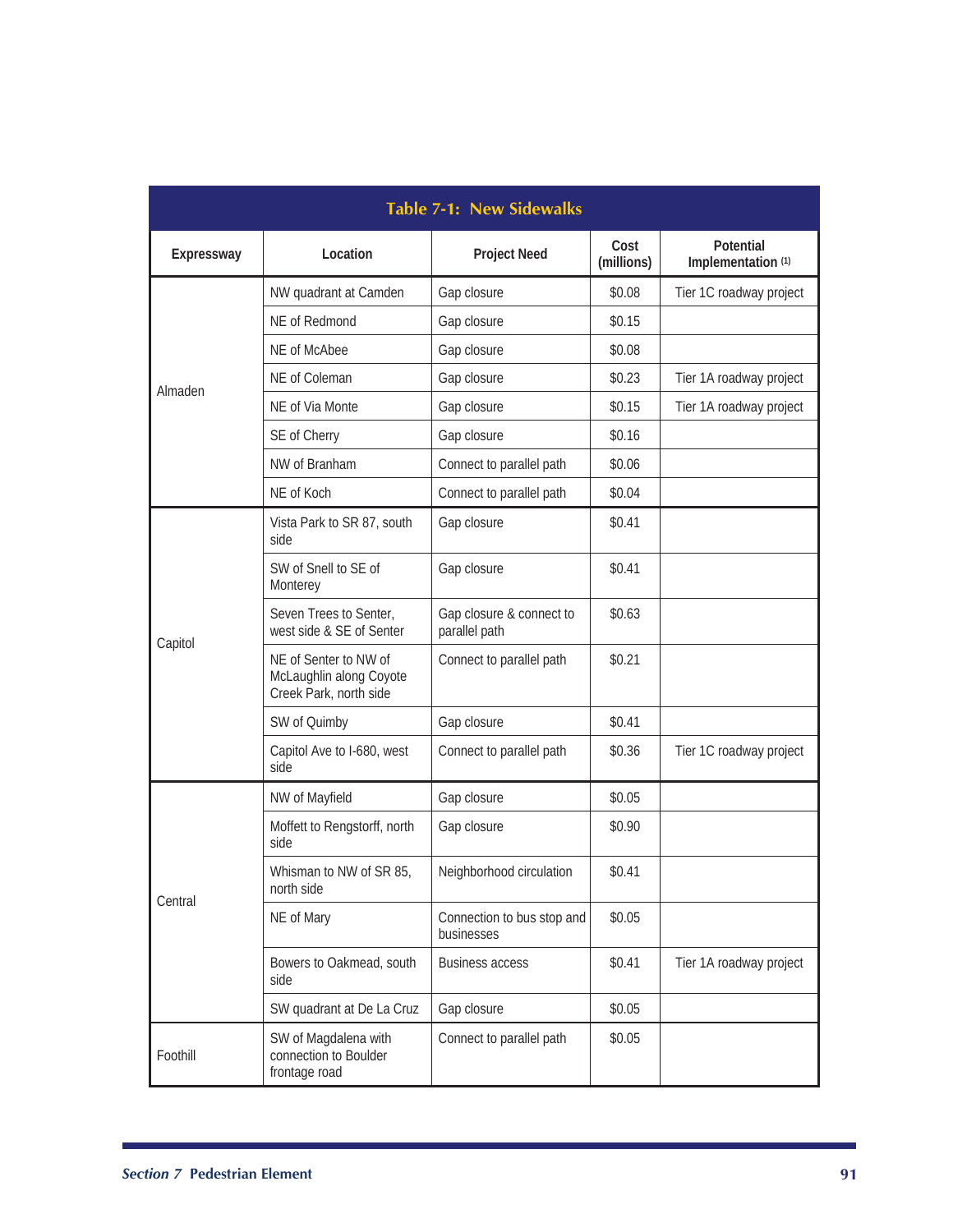**Table 7-1: New Sidewalks**

| Expressway | Location | Project Need | Cost (millions) | Potential Implementation [1] |
|---|---|---|---|---|
| Almaden | NW quadrant at Camden | Gap closure | $0.08 | Tier 1C roadway project |
| | NE of Redmond | Gap closure | $0.15 | |
| | NE of McAbee | Gap closure | $0.08 | |
| | NE of Coleman | Gap closure | $0.23 | Tier 1A roadway project |
| | NE of Via Monte | Gap closure | $0.15 | Tier 1A roadway project |
| | SE of Cherry | Gap closure | $0.16 | |
| | NW of Branham | Connect to parallel path | $0.06 | |
| | NE of Koch | Connect to parallel path | $0.04 | |
| Capitol | Vista Park to SR 87, south side | Gap closure | $0.41 | |
| | SW of Snell to SE of Monterey | Gap closure | $0.41 | |
| | Seven Trees to Senter, west side & SE of Senter | Gap closure & connect to parallel path | $0.63 | |
| | NE of Senter to NW of McLaughlin along Coyote Creek Park, north side | Connect to parallel path | $0.21 | |
| | SW of Quimby | Gap closure | $0.41 | |
| | Capitol Ave to I-680, west side | Connect to parallel path | $0.36 | Tier 1C roadway project |
| Central | NW of Mayfield | Gap closure | $0.05 | |
| | Moffett to Rengstorff, north side | Gap closure | $0.90 | |
| | Whisman to NW of SR 85, north side | Neighborhood circulation | $0.41 | |
| | NE of Mary | Connection to bus stop and businesses | $0.05 | |
| | Bowers to Oakmead, south side | Business access | $0.41 | Tier 1A roadway project |
| | SW quadrant at De La Cruz | Gap closure | $0.05 | |
| Foothill | SW of Magdalena with connection to Boulder frontage road | Connect to parallel path | $0.05 | |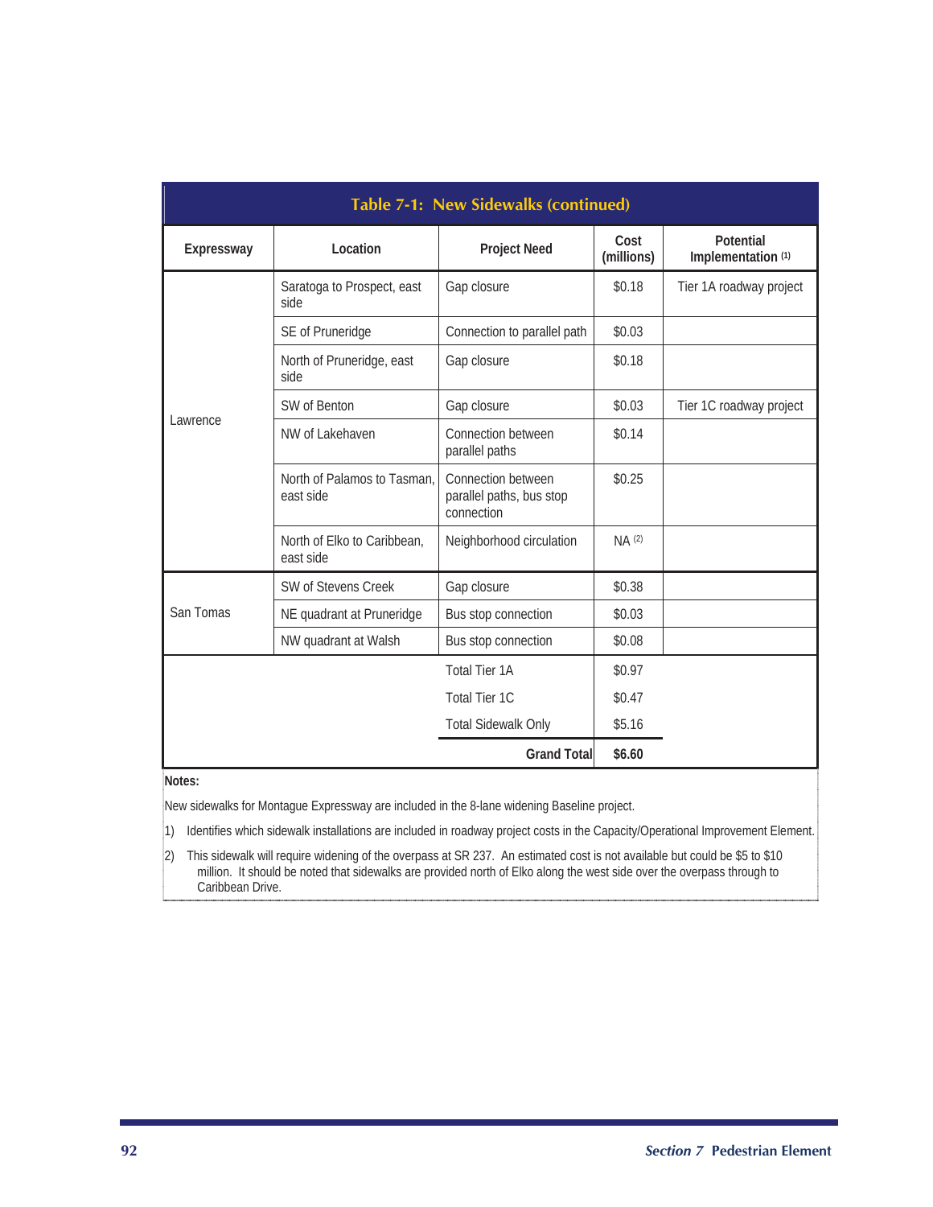**Table 7-1: New Sidewalks (continued)**

| Expressway | Location | Project Need | Cost (millions) | Potential Implementation [1] |
|---|---|---|---|---|
| Lawrence | Saratoga to Prospect, east side | Gap closure | $0.18 | Tier 1A roadway project |
| | SE of Pruneridge | Connection to parallel path | $0.03 | |
| | North of Pruneridge, east side | Gap closure | $0.18 | |
| | SW of Benton | Gap closure | $0.03 | Tier 1C roadway project |
| | NW of Lakehaven | Connection between parallel paths | $0.14 | |
| | North of Palamos to Tasman, east side | Connection between parallel paths, bus stop connection | $0.25 | |
| | North of Elko to Caribbean, east side | Neighborhood circulation | NA [2] | |
| San Tomas | SW of Stevens Creek | Gap closure | $0.38 | |
| | NE quadrant at Pruneridge | Bus stop connection | $0.03 | |
| | NW quadrant at Walsh | Bus stop connection | $0.08 | |
| | | Total Tier 1A | $0.97 | |
| | | Total Tier 1C | $0.47 | |
| | | Total Sidewalk Only | $5.16 | |
| | | **Grand Total** | **$6.60** | |

**Notes:**

New sidewalks for Montague Expressway are included in the 8-lane widening Baseline project.

1) Identifies which sidewalk installations are included in roadway project costs in the Capacity/Operational Improvement Element.

2) This sidewalk will require widening of the overpass at SR 237. An estimated cost is not available but could be $5 to $10 million. It should be noted that sidewalks are provided north of Elko along the west side over the overpass through to Caribbean Drive.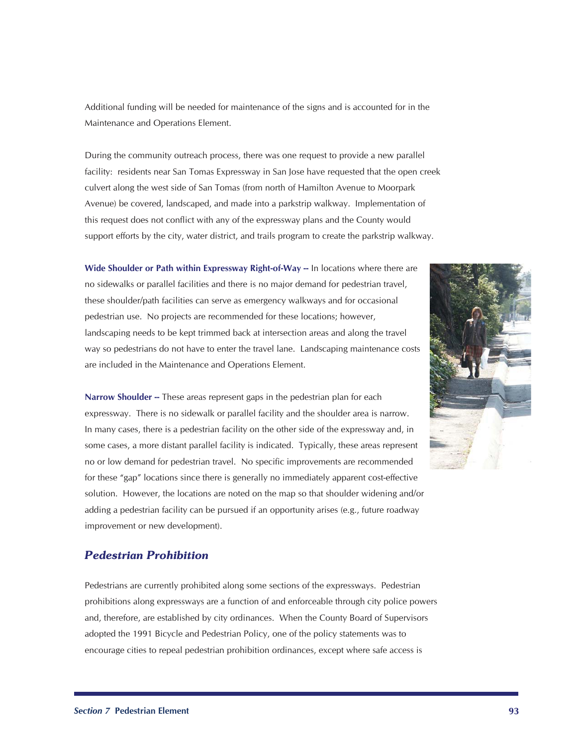Additional funding will be needed for maintenance of the signs and is accounted for in the Maintenance and Operations Element.

During the community outreach process, there was one request to provide a new parallel facility: residents near San Tomas Expressway in San Jose have requested that the open creek culvert along the west side of San Tomas (from north of Hamilton Avenue to Moorpark Avenue) be covered, landscaped, and made into a parkstrip walkway. Implementation of this request does not conflict with any of the expressway plans and the County would support efforts by the city, water district, and trails program to create the parkstrip walkway.

**Wide Shoulder or Path within Expressway Right-of-Way --** In locations where there are no sidewalks or parallel facilities and there is no major demand for pedestrian travel, these shoulder/path facilities can serve as emergency walkways and for occasional pedestrian use. No projects are recommended for these locations; however, landscaping needs to be kept trimmed back at intersection areas and along the travel way so pedestrians do not have to enter the travel lane. Landscaping maintenance costs are included in the Maintenance and Operations Element.

**Narrow Shoulder --** These areas represent gaps in the pedestrian plan for each expressway. There is no sidewalk or parallel facility and the shoulder area is narrow. In many cases, there is a pedestrian facility on the other side of the expressway and, in some cases, a more distant parallel facility is indicated. Typically, these areas represent no or low demand for pedestrian travel. No specific improvements are recommended for these "gap" locations since there is generally no immediately apparent cost-effective solution. However, the locations are noted on the map so that shoulder widening and/or adding a pedestrian facility can be pursued if an opportunity arises (e.g., future roadway improvement or new development).

## *Pedestrian Prohibition*

Pedestrians are currently prohibited along some sections of the expressways. Pedestrian prohibitions along expressways are a function of and enforceable through city police powers and, therefore, are established by city ordinances. When the County Board of Supervisors adopted the 1991 Bicycle and Pedestrian Policy, one of the policy statements was to encourage cities to repeal pedestrian prohibition ordinances, except where safe access is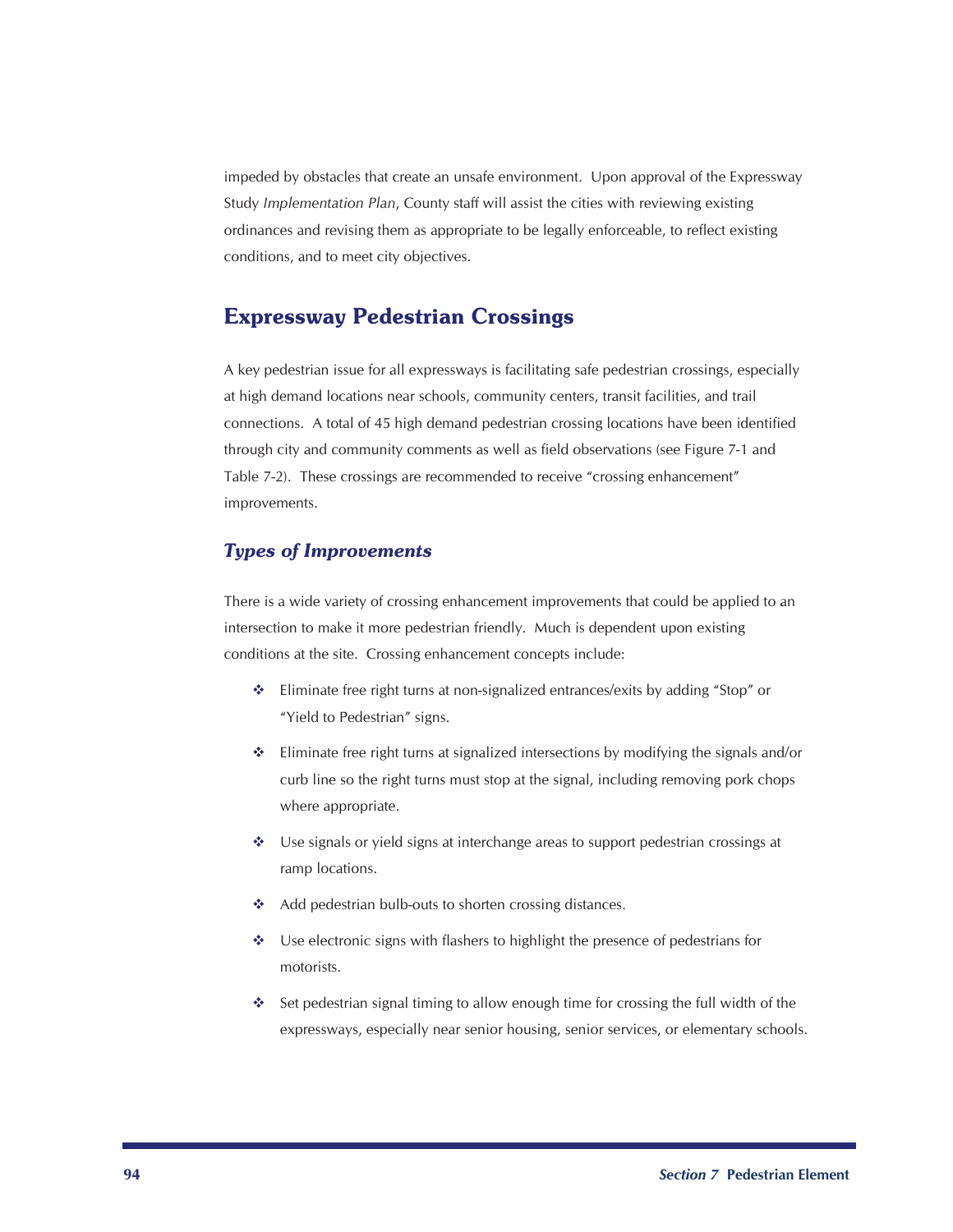impeded by obstacles that create an unsafe environment. Upon approval of the Expressway Study *Implementation Plan*, County staff will assist the cities with reviewing existing ordinances and revising them as appropriate to be legally enforceable, to reflect existing conditions, and to meet city objectives.

## Expressway Pedestrian Crossings

A key pedestrian issue for all expressways is facilitating safe pedestrian crossings, especially at high demand locations near schools, community centers, transit facilities, and trail connections. A total of 45 high demand pedestrian crossing locations have been identified through city and community comments as well as field observations (see Figure 7-1 and Table 7-2). These crossings are recommended to receive "crossing enhancement" improvements.

### *Types of Improvements*

There is a wide variety of crossing enhancement improvements that could be applied to an intersection to make it more pedestrian friendly. Much is dependent upon existing conditions at the site. Crossing enhancement concepts include:

- Eliminate free right turns at non-signalized entrances/exits by adding "Stop" or "Yield to Pedestrian" signs.
- Eliminate free right turns at signalized intersections by modifying the signals and/or curb line so the right turns must stop at the signal, including removing pork chops where appropriate.
- Use signals or yield signs at interchange areas to support pedestrian crossings at ramp locations.
- Add pedestrian bulb-outs to shorten crossing distances.
- Use electronic signs with flashers to highlight the presence of pedestrians for motorists.
- Set pedestrian signal timing to allow enough time for crossing the full width of the expressways, especially near senior housing, senior services, or elementary schools.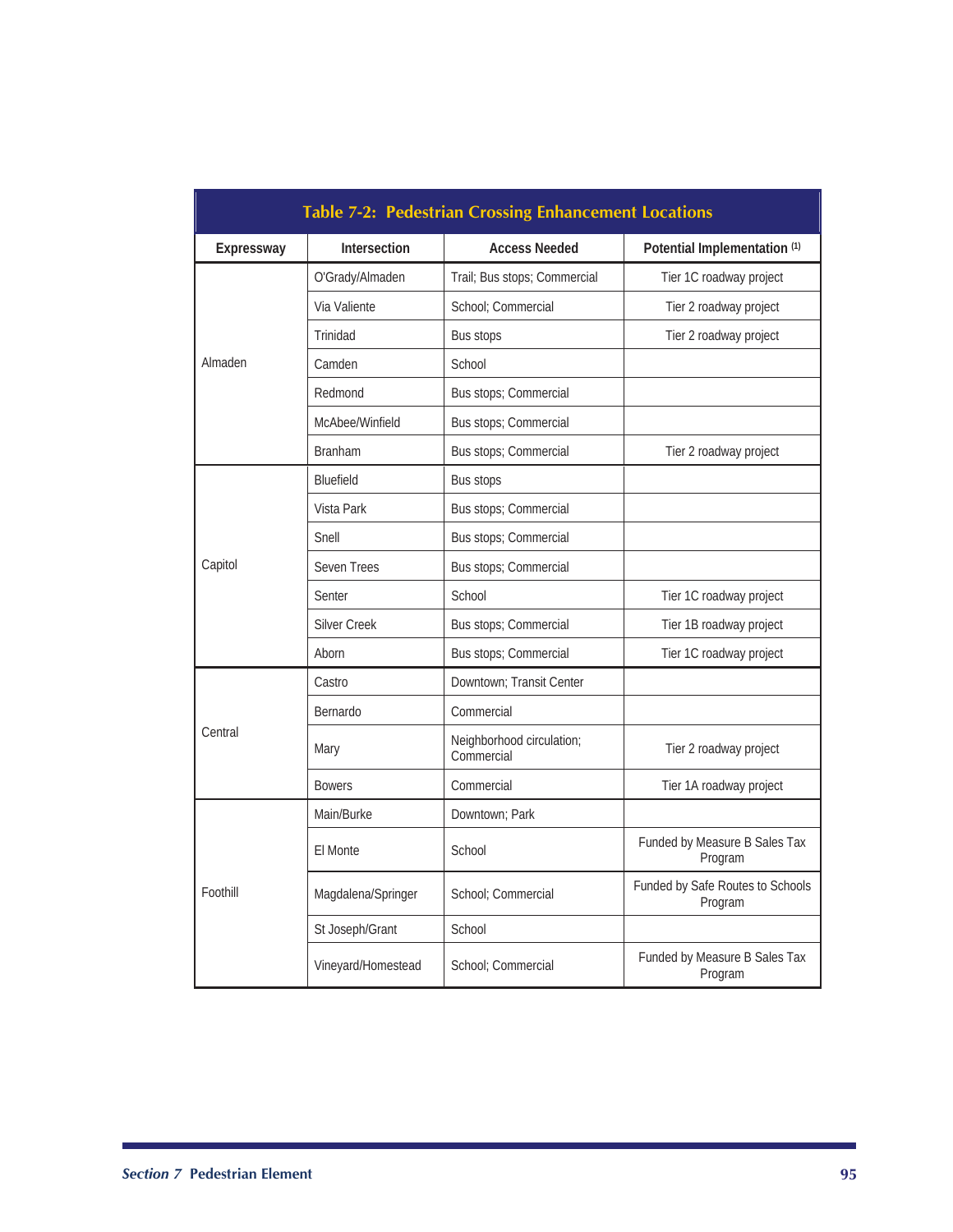## Table 7-2: Pedestrian Crossing Enhancement Locations

| Expressway | Intersection | Access Needed | Potential Implementation [1] |
|---|---|---|---|
| Almaden | O'Grady/Almaden | Trail; Bus stops; Commercial | Tier 1C roadway project |
| | Via Valiente | School; Commercial | Tier 2 roadway project |
| | Trinidad | Bus stops | Tier 2 roadway project |
| | Camden | School | |
| | Redmond | Bus stops; Commercial | |
| | McAbee/Winfield | Bus stops; Commercial | |
| | Branham | Bus stops; Commercial | Tier 2 roadway project |
| Capitol | Bluefield | Bus stops | |
| | Vista Park | Bus stops; Commercial | |
| | Snell | Bus stops; Commercial | |
| | Seven Trees | Bus stops; Commercial | |
| | Senter | School | Tier 1C roadway project |
| | Silver Creek | Bus stops; Commercial | Tier 1B roadway project |
| | Aborn | Bus stops; Commercial | Tier 1C roadway project |
| Central | Castro | Downtown; Transit Center | |
| | Bernardo | Commercial | |
| | Mary | Neighborhood circulation; Commercial | Tier 2 roadway project |
| | Bowers | Commercial | Tier 1A roadway project |
| Foothill | Main/Burke | Downtown; Park | |
| | El Monte | School | Funded by Measure B Sales Tax Program |
| | Magdalena/Springer | School; Commercial | Funded by Safe Routes to Schools Program |
| | St Joseph/Grant | School | |
| | Vineyard/Homestead | School; Commercial | Funded by Measure B Sales Tax Program |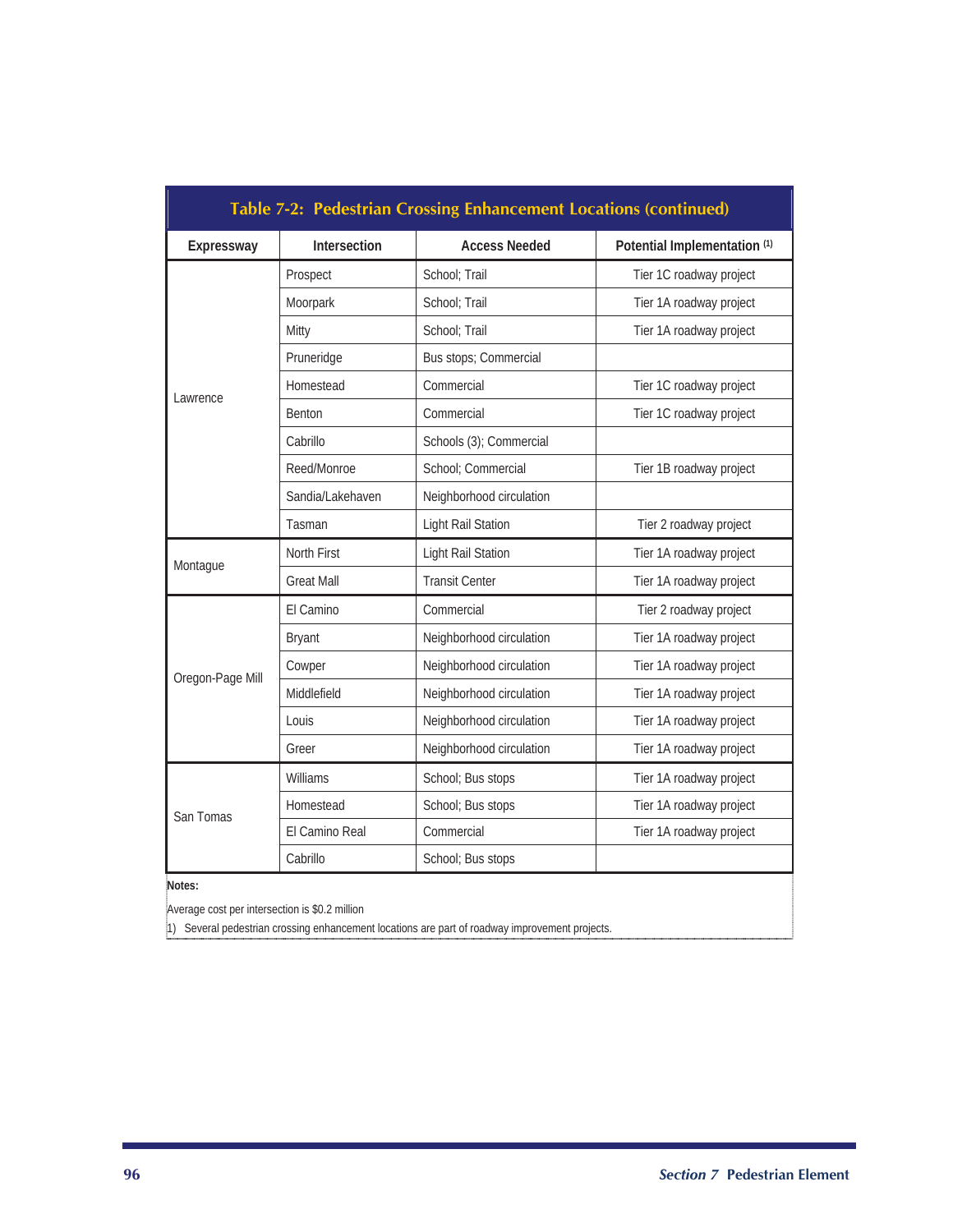**Table 7-2: Pedestrian Crossing Enhancement Locations (continued)**

| Expressway | Intersection | Access Needed | Potential Implementation [1] |
|---|---|---|---|
| Lawrence | Prospect | School; Trail | Tier 1C roadway project |
| | Moorpark | School; Trail | Tier 1A roadway project |
| | Mitty | School; Trail | Tier 1A roadway project |
| | Pruneridge | Bus stops; Commercial | |
| | Homestead | Commercial | Tier 1C roadway project |
| | Benton | Commercial | Tier 1C roadway project |
| | Cabrillo | Schools (3); Commercial | |
| | Reed/Monroe | School; Commercial | Tier 1B roadway project |
| | Sandia/Lakehaven | Neighborhood circulation | |
| | Tasman | Light Rail Station | Tier 2 roadway project |
| Montague | North First | Light Rail Station | Tier 1A roadway project |
| | Great Mall | Transit Center | Tier 1A roadway project |
| Oregon-Page Mill | El Camino | Commercial | Tier 2 roadway project |
| | Bryant | Neighborhood circulation | Tier 1A roadway project |
| | Cowper | Neighborhood circulation | Tier 1A roadway project |
| | Middlefield | Neighborhood circulation | Tier 1A roadway project |
| | Louis | Neighborhood circulation | Tier 1A roadway project |
| | Greer | Neighborhood circulation | Tier 1A roadway project |
| San Tomas | Williams | School; Bus stops | Tier 1A roadway project |
| | Homestead | School; Bus stops | Tier 1A roadway project |
| | El Camino Real | Commercial | Tier 1A roadway project |
| | Cabrillo | School; Bus stops | |

**Notes:**

Average cost per intersection is $0.2 million

1) Several pedestrian crossing enhancement locations are part of roadway improvement projects.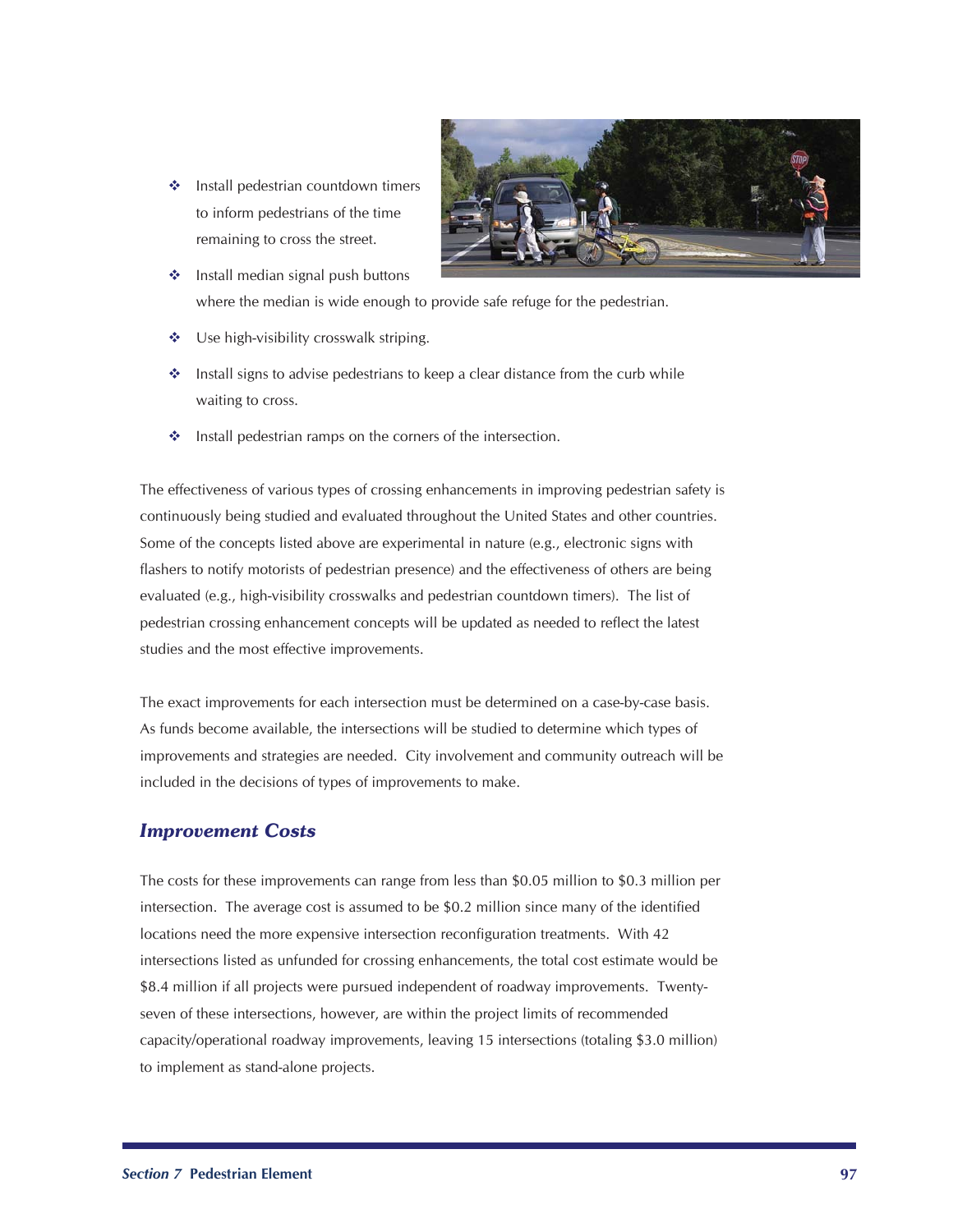- Install pedestrian countdown timers to inform pedestrians of the time remaining to cross the street.
- Install median signal push buttons where the median is wide enough to provide safe refuge for the pedestrian.
- Use high-visibility crosswalk striping.
- Install signs to advise pedestrians to keep a clear distance from the curb while waiting to cross.
- Install pedestrian ramps on the corners of the intersection.

The effectiveness of various types of crossing enhancements in improving pedestrian safety is continuously being studied and evaluated throughout the United States and other countries. Some of the concepts listed above are experimental in nature (e.g., electronic signs with flashers to notify motorists of pedestrian presence) and the effectiveness of others are being evaluated (e.g., high-visibility crosswalks and pedestrian countdown timers). The list of pedestrian crossing enhancement concepts will be updated as needed to reflect the latest studies and the most effective improvements.

The exact improvements for each intersection must be determined on a case-by-case basis. As funds become available, the intersections will be studied to determine which types of improvements and strategies are needed. City involvement and community outreach will be included in the decisions of types of improvements to make.

## *Improvement Costs*

The costs for these improvements can range from less than $0.05 million to $0.3 million per intersection. The average cost is assumed to be $0.2 million since many of the identified locations need the more expensive intersection reconfiguration treatments. With 42 intersections listed as unfunded for crossing enhancements, the total cost estimate would be $8.4 million if all projects were pursued independent of roadway improvements. Twenty-seven of these intersections, however, are within the project limits of recommended capacity/operational roadway improvements, leaving 15 intersections (totaling $3.0 million) to implement as stand-alone projects.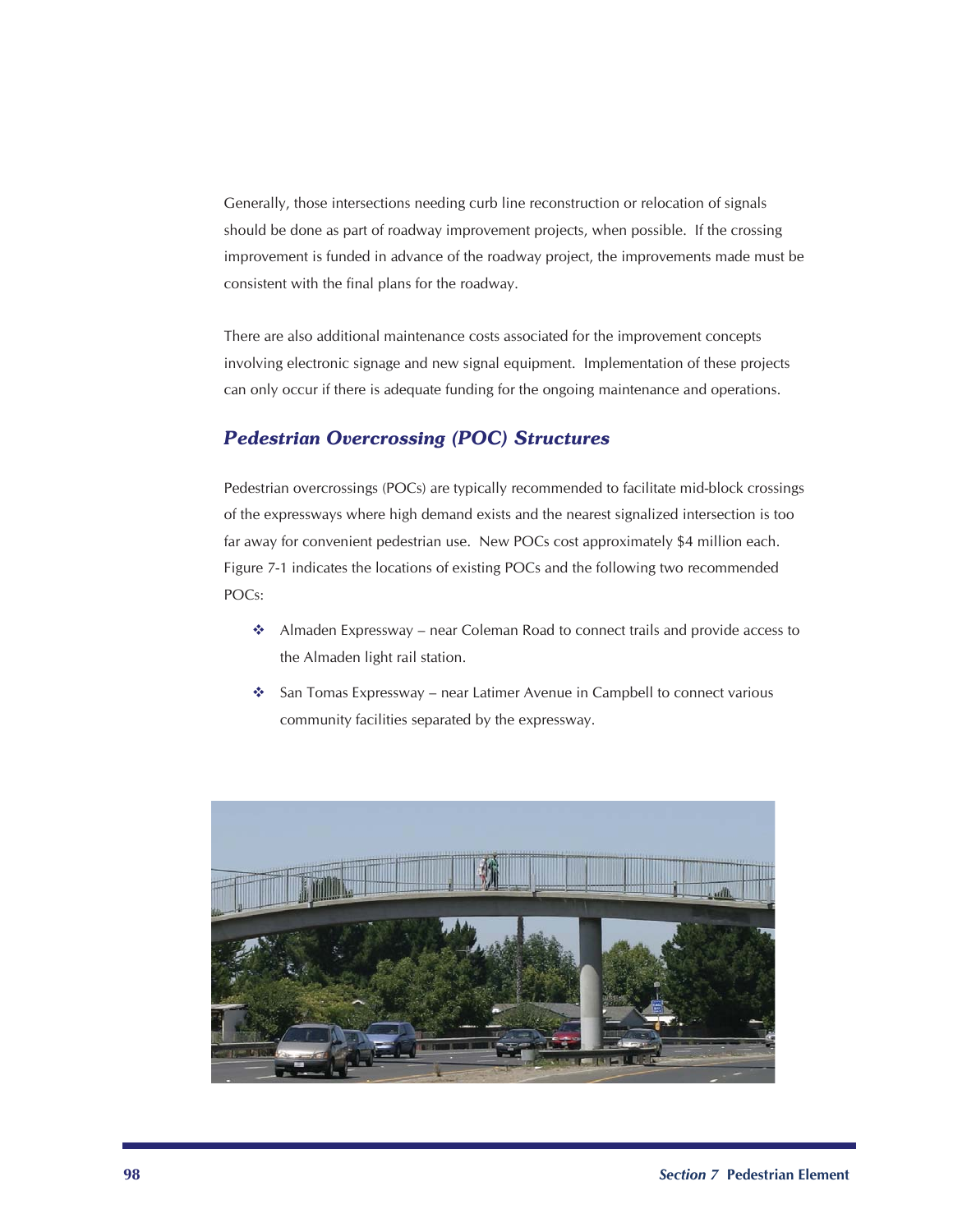Generally, those intersections needing curb line reconstruction or relocation of signals should be done as part of roadway improvement projects, when possible. If the crossing improvement is funded in advance of the roadway project, the improvements made must be consistent with the final plans for the roadway.

There are also additional maintenance costs associated for the improvement concepts involving electronic signage and new signal equipment. Implementation of these projects can only occur if there is adequate funding for the ongoing maintenance and operations.

## *Pedestrian Overcrossing (POC) Structures*

Pedestrian overcrossings (POCs) are typically recommended to facilitate mid-block crossings of the expressways where high demand exists and the nearest signalized intersection is too far away for convenient pedestrian use. New POCs cost approximately $4 million each. Figure 7-1 indicates the locations of existing POCs and the following two recommended POCs:

- Almaden Expressway – near Coleman Road to connect trails and provide access to the Almaden light rail station.
- San Tomas Expressway – near Latimer Avenue in Campbell to connect various community facilities separated by the expressway.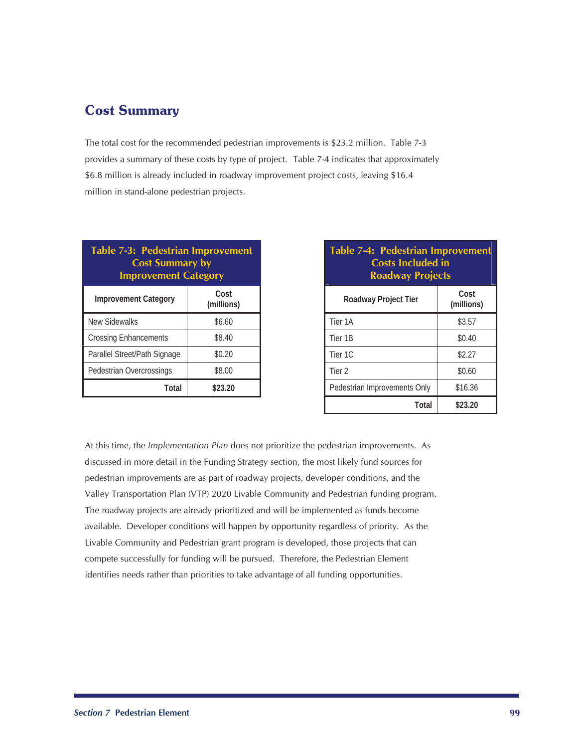## Cost Summary

The total cost for the recommended pedestrian improvements is $23.2 million. Table 7-3 provides a summary of these costs by type of project. Table 7-4 indicates that approximately $6.8 million is already included in roadway improvement project costs, leaving $16.4 million in stand-alone pedestrian projects.

**Table 7-3: Pedestrian Improvement Cost Summary by Improvement Category**

| Improvement Category | Cost (millions) |
|---|---|
| New Sidewalks | $6.60 |
| Crossing Enhancements | $8.40 |
| Parallel Street/Path Signage | $0.20 |
| Pedestrian Overcrossings | $8.00 |
| **Total** | **$23.20** |

**Table 7-4: Pedestrian Improvement Costs Included in Roadway Projects**

| Roadway Project Tier | Cost (millions) |
|---|---|
| Tier 1A | $3.57 |
| Tier 1B | $0.40 |
| Tier 1C | $2.27 |
| Tier 2 | $0.60 |
| Pedestrian Improvements Only | $16.36 |
| **Total** | **$23.20** |

At this time, the *Implementation Plan* does not prioritize the pedestrian improvements. As discussed in more detail in the Funding Strategy section, the most likely fund sources for pedestrian improvements are as part of roadway projects, developer conditions, and the Valley Transportation Plan (VTP) 2020 Livable Community and Pedestrian funding program. The roadway projects are already prioritized and will be implemented as funds become available. Developer conditions will happen by opportunity regardless of priority. As the Livable Community and Pedestrian grant program is developed, those projects that can compete successfully for funding will be pursued. Therefore, the Pedestrian Element identifies needs rather than priorities to take advantage of all funding opportunities.